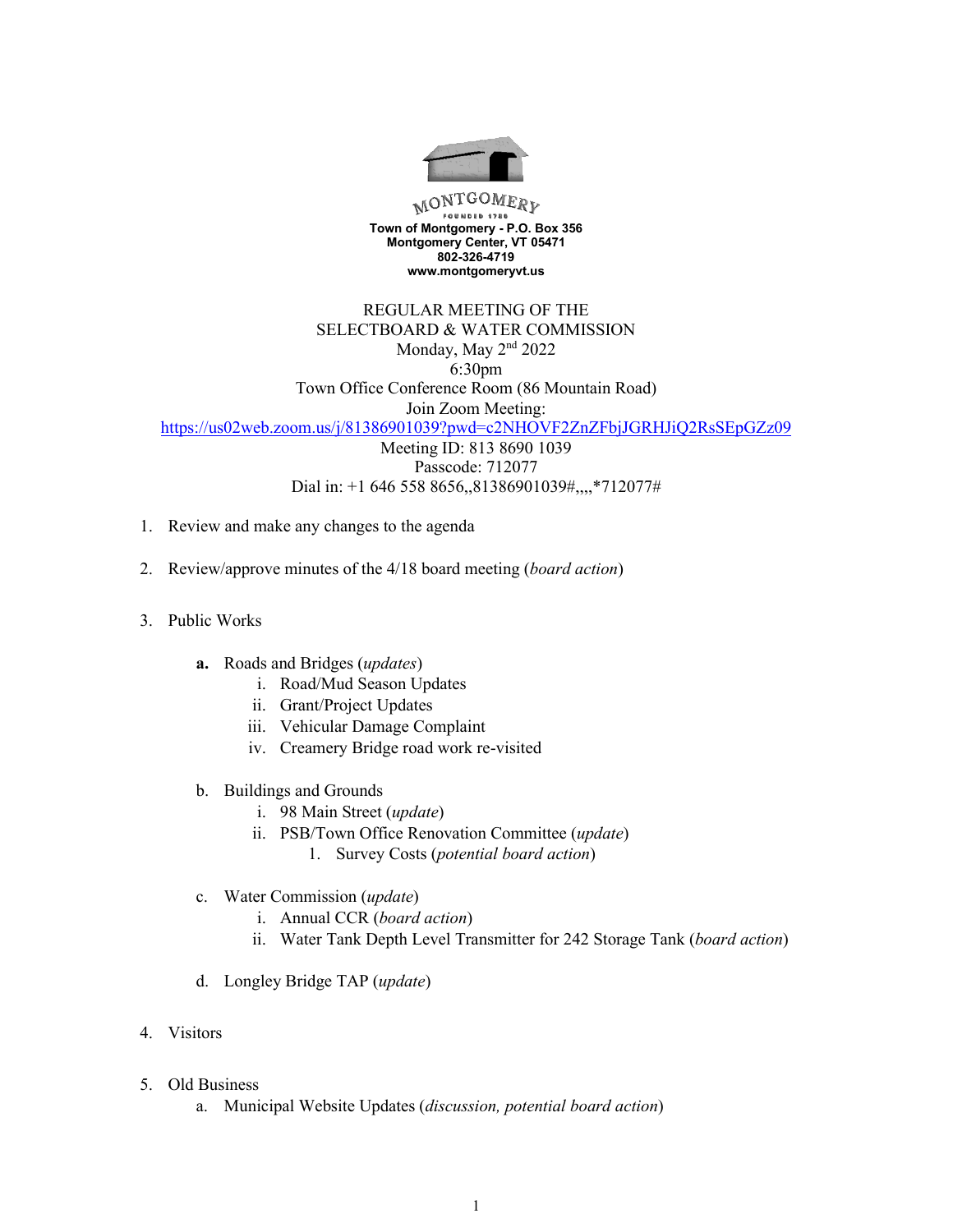MONTGOMERY

FOUNDED 1789

**Town of Montgomery - P.O. Box 356**
**Montgomery Center, VT 05471**
**802-326-4719**
**www.montgomeryvt.us**

REGULAR MEETING OF THE
SELECTBOARD & WATER COMMISSION
Monday, May 2nd 2022
6:30pm
Town Office Conference Room (86 Mountain Road)
Join Zoom Meeting:
https://us02web.zoom.us/j/81386901039?pwd=c2NHOVF2ZnZFbjJGRHJiQ2RsSEpGZz09
Meeting ID: 813 8690 1039
Passcode: 712077
Dial in: +1 646 558 8656,,81386901039#,,,,*712077#

1. Review and make any changes to the agenda

2. Review/approve minutes of the 4/18 board meeting (*board action*)

3. Public Works

   **a.** Roads and Bridges (*updates*)
      i. Road/Mud Season Updates
      ii. Grant/Project Updates
      iii. Vehicular Damage Complaint
      iv. Creamery Bridge road work re-visited

   b. Buildings and Grounds
      i. 98 Main Street (*update*)
      ii. PSB/Town Office Renovation Committee (*update*)
         1. Survey Costs (*potential board action*)

   c. Water Commission (*update*)
      i. Annual CCR (*board action*)
      ii. Water Tank Depth Level Transmitter for 242 Storage Tank (*board action*)

   d. Longley Bridge TAP (*update*)

4. Visitors

5. Old Business
   a. Municipal Website Updates (*discussion, potential board action*)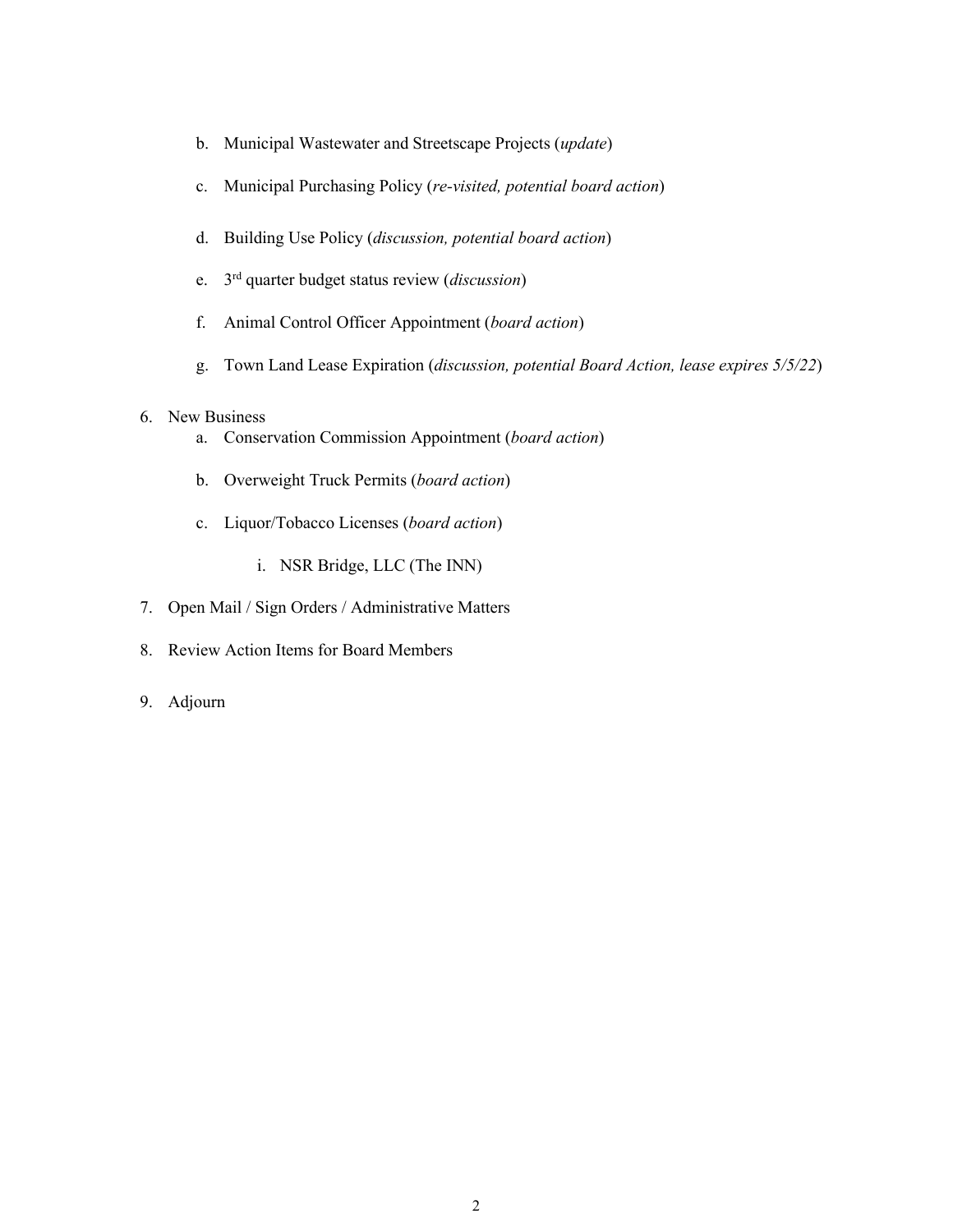b. Municipal Wastewater and Streetscape Projects (*update*)

   c. Municipal Purchasing Policy (*re-visited, potential board action*)

   d. Building Use Policy (*discussion, potential board action*)

   e. 3rd quarter budget status review (*discussion*)

   f. Animal Control Officer Appointment (*board action*)

   g. Town Land Lease Expiration (*discussion, potential Board Action, lease expires 5/5/22*)

6. New Business
   a. Conservation Commission Appointment (*board action*)

   b. Overweight Truck Permits (*board action*)

   c. Liquor/Tobacco Licenses (*board action*)

      i. NSR Bridge, LLC (The INN)

7. Open Mail / Sign Orders / Administrative Matters

8. Review Action Items for Board Members

9. Adjourn